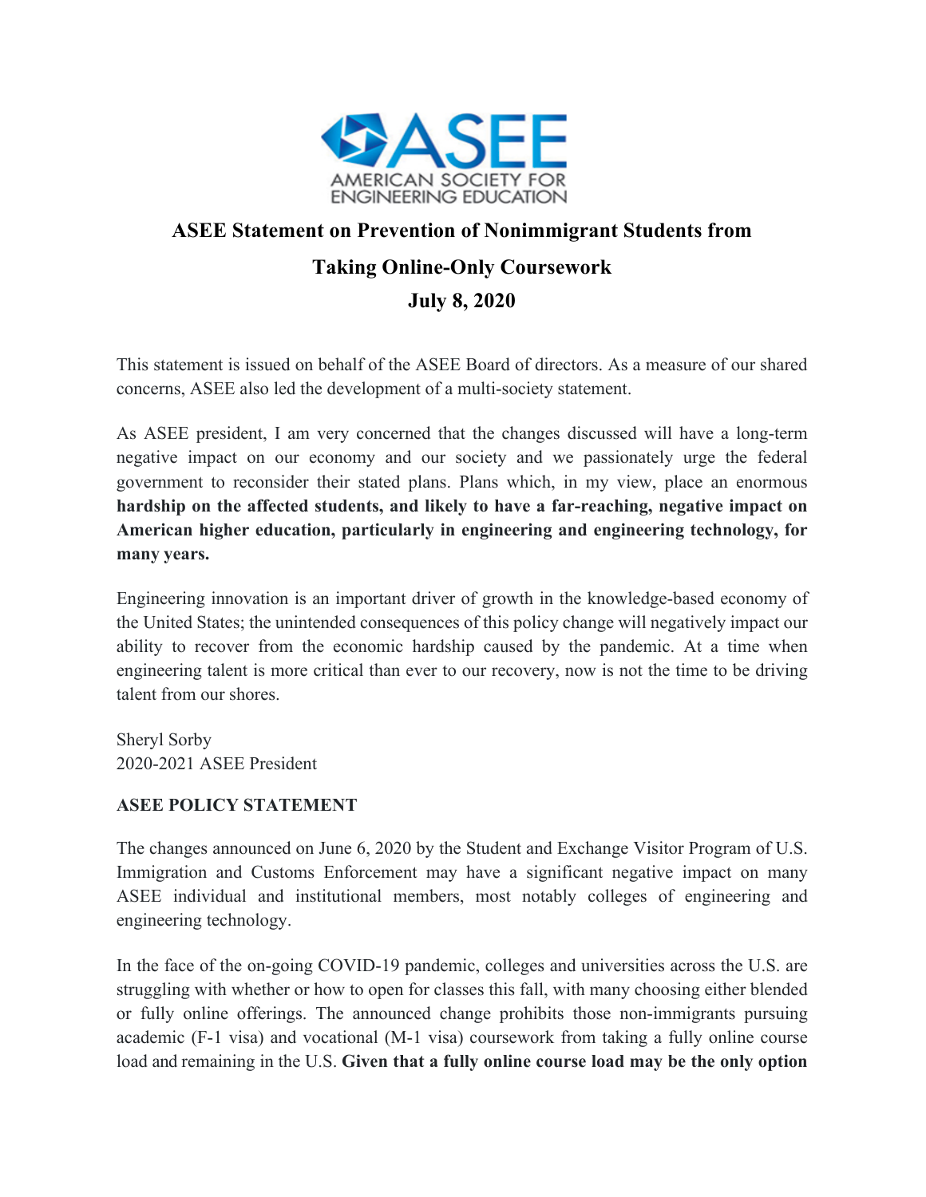# ASEE Statement on Prevention of Nonimmigrant Students from Taking Online-Only Coursework

## July 8, 2020

This statement is issued on behalf of the ASEE Board of directors. As a measure of our shared concerns, ASEE also led the development of a multi-society statement.

As ASEE president, I am very concerned that the changes discussed will have a long-term negative impact on our economy and our society and we passionately urge the federal government to reconsider their stated plans. Plans which, in my view, place an enormous **hardship on the affected students, and likely to have a far-reaching, negative impact on American higher education, particularly in engineering and engineering technology, for many years.**

Engineering innovation is an important driver of growth in the knowledge-based economy of the United States; the unintended consequences of this policy change will negatively impact our ability to recover from the economic hardship caused by the pandemic. At a time when engineering talent is more critical than ever to our recovery, now is not the time to be driving talent from our shores.

Sheryl Sorby
2020-2021 ASEE President

**ASEE POLICY STATEMENT**

The changes announced on June 6, 2020 by the Student and Exchange Visitor Program of U.S. Immigration and Customs Enforcement may have a significant negative impact on many ASEE individual and institutional members, most notably colleges of engineering and engineering technology.

In the face of the on-going COVID-19 pandemic, colleges and universities across the U.S. are struggling with whether or how to open for classes this fall, with many choosing either blended or fully online offerings. The announced change prohibits those non-immigrants pursuing academic (F-1 visa) and vocational (M-1 visa) coursework from taking a fully online course load and remaining in the U.S. **Given that a fully online course load may be the only option**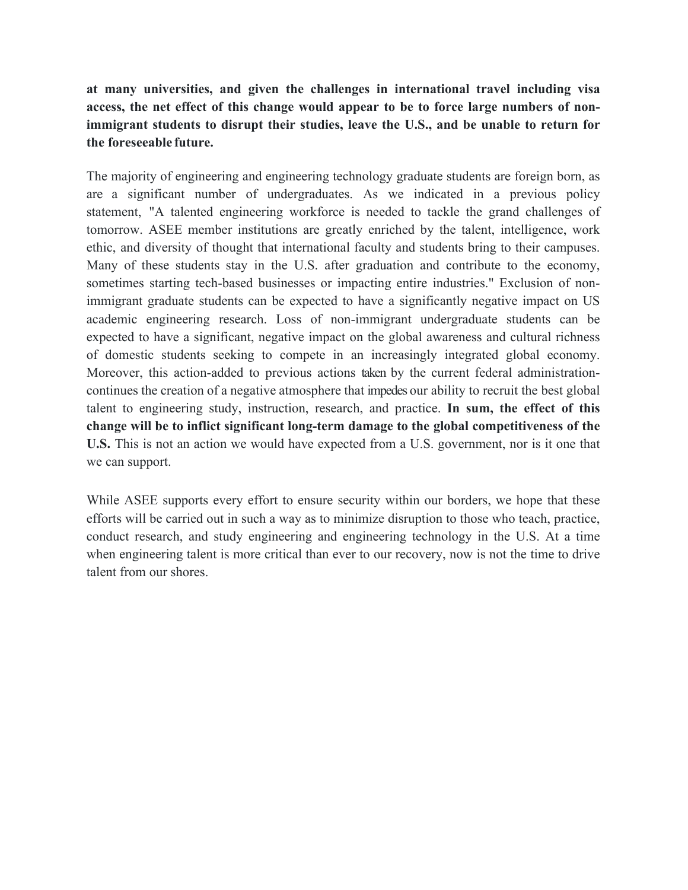**at many universities, and given the challenges in international travel including visa access, the net effect of this change would appear to be to force large numbers of non-immigrant students to disrupt their studies, leave the U.S., and be unable to return for the foreseeable future.**

The majority of engineering and engineering technology graduate students are foreign born, as are a significant number of undergraduates. As we indicated in a previous policy statement, "A talented engineering workforce is needed to tackle the grand challenges of tomorrow. ASEE member institutions are greatly enriched by the talent, intelligence, work ethic, and diversity of thought that international faculty and students bring to their campuses. Many of these students stay in the U.S. after graduation and contribute to the economy, sometimes starting tech-based businesses or impacting entire industries." Exclusion of non-immigrant graduate students can be expected to have a significantly negative impact on US academic engineering research. Loss of non-immigrant undergraduate students can be expected to have a significant, negative impact on the global awareness and cultural richness of domestic students seeking to compete in an increasingly integrated global economy. Moreover, this action-added to previous actions taken by the current federal administration-continues the creation of a negative atmosphere that impedes our ability to recruit the best global talent to engineering study, instruction, research, and practice. **In sum, the effect of this change will be to inflict significant long-term damage to the global competitiveness of the U.S.** This is not an action we would have expected from a U.S. government, nor is it one that we can support.

While ASEE supports every effort to ensure security within our borders, we hope that these efforts will be carried out in such a way as to minimize disruption to those who teach, practice, conduct research, and study engineering and engineering technology in the U.S. At a time when engineering talent is more critical than ever to our recovery, now is not the time to drive talent from our shores.